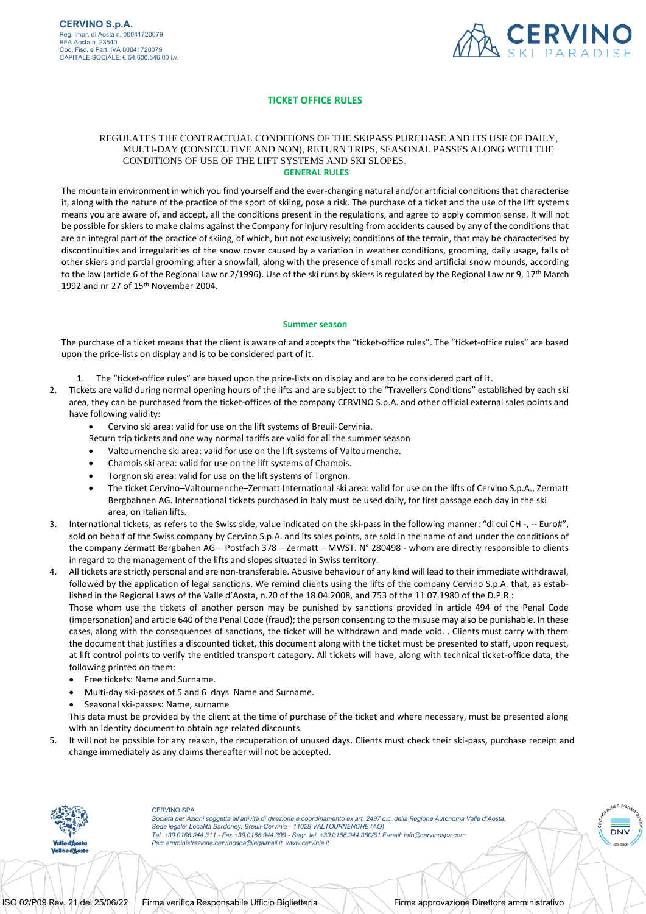**CERVINO S.p.A.**
Reg. Impr. di Aosta n. 00041720079
REA Aosta n. 23540
Cod. Fisc. e Part. IVA 00041720079
CAPITALE SOCIALE: € 54.600.546,00 i.v.

# TICKET OFFICE RULES

REGULATES THE CONTRACTUAL CONDITIONS OF THE SKIPASS PURCHASE AND ITS USE OF DAILY, MULTI-DAY (CONSECUTIVE AND NON), RETURN TRIPS, SEASONAL PASSES ALONG WITH THE CONDITIONS OF USE OF THE LIFT SYSTEMS AND SKI SLOPES.

## GENERAL RULES

The mountain environment in which you find yourself and the ever-changing natural and/or artificial conditions that characterise it, along with the nature of the practice of the sport of skiing, pose a risk. The purchase of a ticket and the use of the lift systems means you are aware of, and accept, all the conditions present in the regulations, and agree to apply common sense. It will not be possible for skiers to make claims against the Company for injury resulting from accidents caused by any of the conditions that are an integral part of the practice of skiing, of which, but not exclusively; conditions of the terrain, that may be characterised by discontinuities and irregularities of the snow cover caused by a variation in weather conditions, grooming, daily usage, falls of other skiers and partial grooming after a snowfall, along with the presence of small rocks and artificial snow mounds, according to the law (article 6 of the Regional Law nr 2/1996). Use of the ski runs by skiers is regulated by the Regional Law nr 9, 17th March 1992 and nr 27 of 15th November 2004.

## Summer season

The purchase of a ticket means that the client is aware of and accepts the "ticket-office rules". The "ticket-office rules" are based upon the price-lists on display and is to be considered part of it.

1. The "ticket-office rules" are based upon the price-lists on display and are to be considered part of it.
2. Tickets are valid during normal opening hours of the lifts and are subject to the "Travellers Conditions" established by each ski area, they can be purchased from the ticket-offices of the company CERVINO S.p.A. and other official external sales points and have following validity:
   - Cervino ski area: valid for use on the lift systems of Breuil-Cervinia.

   Return trip tickets and one way normal tariffs are valid for all the summer season
   - Valtournenche ski area: valid for use on the lift systems of Valtournenche.
   - Chamois ski area: valid for use on the lift systems of Chamois.
   - Torgnon ski area: valid for use on the lift systems of Torgnon.
   - The ticket Cervino–Valtournenche–Zermatt International ski area: valid for use on the lifts of Cervino S.p.A., Zermatt Bergbahnen AG. International tickets purchased in Italy must be used daily, for first passage each day in the ski area, on Italian lifts.
3. International tickets, as refers to the Swiss side, value indicated on the ski-pass in the following manner: "di cui CH -, -- Euro#", sold on behalf of the Swiss company by Cervino S.p.A. and its sales points, are sold in the name of and under the conditions of the company Zermatt Bergbahen AG – Postfach 378 – Zermatt – MWST. N° 280498 - whom are directly responsible to clients in regard to the management of the lifts and slopes situated in Swiss territory.
4. All tickets are strictly personal and are non-transferable. Abusive behaviour of any kind will lead to their immediate withdrawal, followed by the application of legal sanctions. We remind clients using the lifts of the company Cervino S.p.A. that, as established in the Regional Laws of the Valle d'Aosta, n.20 of the 18.04.2008, and 753 of the 11.07.1980 of the D.P.R.:
   Those whom use the tickets of another person may be punished by sanctions provided in article 494 of the Penal Code (impersonation) and article 640 of the Penal Code (fraud); the person consenting to the misuse may also be punishable. In these cases, along with the consequences of sanctions, the ticket will be withdrawn and made void. . Clients must carry with them the document that justifies a discounted ticket, this document along with the ticket must be presented to staff, upon request, at lift control points to verify the entitled transport category. All tickets will have, along with technical ticket-office data, the following printed on them:
   - Free tickets: Name and Surname.
   - Multi-day ski-passes of 5 and 6 days Name and Surname.
   - Seasonal ski-passes: Name, surname

   This data must be provided by the client at the time of purchase of the ticket and where necessary, must be presented along with an identity document to obtain age related discounts.
5. It will not be possible for any reason, the recuperation of unused days. Clients must check their ski-pass, purchase receipt and change immediately as any claims thereafter will not be accepted.

CERVINO SPA
*Società per Azioni soggetta all'attività di direzione e coordinamento ex art. 2497 c.c. della Regione Autonoma Valle d'Aosta.*
*Sede legale: Località Bardoney, Breuil-Cervinia - 11028 VALTOURNENCHE (AO)*
*Tel. +39.0166.944.311 - Fax +39.0166.944.399 - Segr. tel. +39.0166.944.380/81 E-mail: info@cervinospa.com*
*Pec: amministrazione.cervinospa@legalmail.it www.cervinia.it*

ISO 02/P09 Rev. 21 del 25/06/22 Firma verifica Responsabile Ufficio Biglietteria Firma approvazione Direttore amministrativo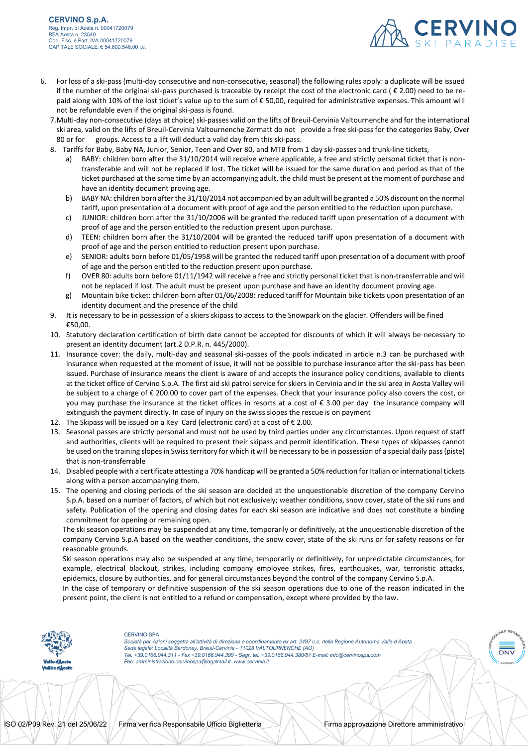6. For loss of a ski-pass (multi-day consecutive and non-consecutive, seasonal) the following rules apply: a duplicate will be issued if the number of the original ski-pass purchased is traceable by receipt the cost of the electronic card ( € 2.00) need to be re-paid along with 10% of the lost ticket's value up to the sum of € 50,00, required for administrative expenses. This amount will not be refundable even if the original ski-pass is found.
7. Multi-day non-consecutive (days at choice) ski-passes valid on the lifts of Breuil-Cervinia Valtournenche and for the international ski area, valid on the lifts of Breuil-Cervinia Valtournenche Zermatt do not provide a free ski-pass for the categories Baby, Over 80 or for groups. Access to a lift will deduct a valid day from this ski-pass.
8. Tariffs for Baby, Baby NA, Junior, Senior, Teen and Over 80, and MTB from 1 day ski-passes and trunk-line tickets,
   a) BABY: children born after the 31/10/2014 will receive where applicable, a free and strictly personal ticket that is non-transferable and will not be replaced if lost. The ticket will be issued for the same duration and period as that of the ticket purchased at the same time by an accompanying adult, the child must be present at the moment of purchase and have an identity document proving age.
   b) BABY NA: children born after the 31/10/2014 not accompanied by an adult will be granted a 50% discount on the normal tariff, upon presentation of a document with proof of age and the person entitled to the reduction upon purchase.
   c) JUNIOR: children born after the 31/10/2006 will be granted the reduced tariff upon presentation of a document with proof of age and the person entitled to the reduction present upon purchase.
   d) TEEN: children born after the 31/10/2004 will be granted the reduced tariff upon presentation of a document with proof of age and the person entitled to reduction present upon purchase.
   e) SENIOR: adults born before 01/05/1958 will be granted the reduced tariff upon presentation of a document with proof of age and the person entitled to the reduction present upon purchase.
   f) OVER 80: adults born before 01/11/1942 will receive a free and strictly personal ticket that is non-transferrable and will not be replaced if lost. The adult must be present upon purchase and have an identity document proving age.
   g) Mountain bike ticket: children born after 01/06/2008: reduced tariff for Mountain bike tickets upon presentation of an identity document and the presence of the child
9. It is necessary to be in possession of a skiers skipass to access to the Snowpark on the glacier. Offenders will be fined €50,00.
10. Statutory declaration certification of birth date cannot be accepted for discounts of which it will always be necessary to present an identity document (art.2 D.P.R. n. 445/2000).
11. Insurance cover: the daily, multi-day and seasonal ski-passes of the pools indicated in article n.3 can be purchased with insurance when requested at the moment of issue, it will not be possible to purchase insurance after the ski-pass has been issued. Purchase of insurance means the client is aware of and accepts the insurance policy conditions, available to clients at the ticket office of Cervino S.p.A. The first aid ski patrol service for skiers in Cervinia and in the ski area in Aosta Valley will be subject to a charge of € 200.00 to cover part of the expenses. Check that your insurance policy also covers the cost, or you may purchase the insurance at the ticket offices in resorts at a cost of € 3.00 per day the insurance company will extinguish the payment directly. In case of injury on the swiss slopes the rescue is on payment
12. The Skipass will be issued on a Key Card (electronic card) at a cost of € 2.00.
13. Seasonal passes are strictly personal and must not be used by third parties under any circumstances. Upon request of staff and authorities, clients will be required to present their skipass and permit identification. These types of skipasses cannot be used on the training slopes in Swiss territory for which it will be necessary to be in possession of a special daily pass (piste) that is non-transferrable
14. Disabled people with a certificate attesting a 70% handicap will be granted a 50% reduction for Italian or international tickets along with a person accompanying them.
15. The opening and closing periods of the ski season are decided at the unquestionable discretion of the company Cervino S.p.A. based on a number of factors, of which but not exclusively; weather conditions, snow cover, state of the ski runs and safety. Publication of the opening and closing dates for each ski season are indicative and does not constitute a binding commitment for opening or remaining open.

    The ski season operations may be suspended at any time, temporarily or definitively, at the unquestionable discretion of the company Cervino S.p.A based on the weather conditions, the snow cover, state of the ski runs or for safety reasons or for reasonable grounds.

    Ski season operations may also be suspended at any time, temporarily or definitively, for unpredictable circumstances, for example, electrical blackout, strikes, including company employee strikes, fires, earthquakes, war, terroristic attacks, epidemics, closure by authorities, and for general circumstances beyond the control of the company Cervino S.p.A.

    In the case of temporary or definitive suspension of the ski season operations due to one of the reason indicated in the present point, the client is not entitled to a refund or compensation, except where provided by the law.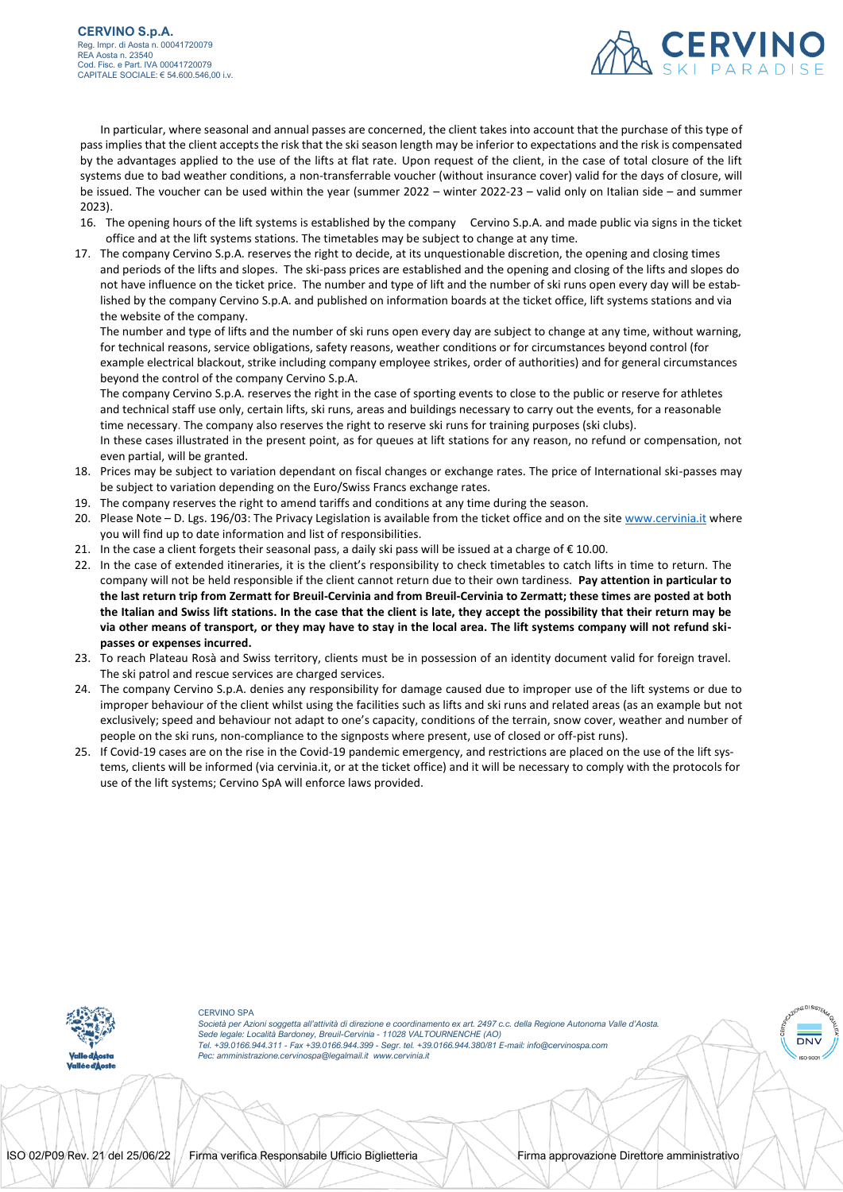In particular, where seasonal and annual passes are concerned, the client takes into account that the purchase of this type of pass implies that the client accepts the risk that the ski season length may be inferior to expectations and the risk is compensated by the advantages applied to the use of the lifts at flat rate. Upon request of the client, in the case of total closure of the lift systems due to bad weather conditions, a non-transferrable voucher (without insurance cover) valid for the days of closure, will be issued. The voucher can be used within the year (summer 2022 – winter 2022-23 – valid only on Italian side – and summer 2023).

16. The opening hours of the lift systems is established by the company Cervino S.p.A. and made public via signs in the ticket office and at the lift systems stations. The timetables may be subject to change at any time.
17. The company Cervino S.p.A. reserves the right to decide, at its unquestionable discretion, the opening and closing times and periods of the lifts and slopes. The ski-pass prices are established and the opening and closing of the lifts and slopes do not have influence on the ticket price. The number and type of lift and the number of ski runs open every day will be established by the company Cervino S.p.A. and published on information boards at the ticket office, lift systems stations and via the website of the company.
    The number and type of lifts and the number of ski runs open every day are subject to change at any time, without warning, for technical reasons, service obligations, safety reasons, weather conditions or for circumstances beyond control (for example electrical blackout, strike including company employee strikes, order of authorities) and for general circumstances beyond the control of the company Cervino S.p.A.
    The company Cervino S.p.A. reserves the right in the case of sporting events to close to the public or reserve for athletes and technical staff use only, certain lifts, ski runs, areas and buildings necessary to carry out the events, for a reasonable time necessary. The company also reserves the right to reserve ski runs for training purposes (ski clubs).
    In these cases illustrated in the present point, as for queues at lift stations for any reason, no refund or compensation, not even partial, will be granted.
18. Prices may be subject to variation dependant on fiscal changes or exchange rates. The price of International ski-passes may be subject to variation depending on the Euro/Swiss Francs exchange rates.
19. The company reserves the right to amend tariffs and conditions at any time during the season.
20. Please Note – D. Lgs. 196/03: The Privacy Legislation is available from the ticket office and on the site www.cervinia.it where you will find up to date information and list of responsibilities.
21. In the case a client forgets their seasonal pass, a daily ski pass will be issued at a charge of € 10.00.
22. In the case of extended itineraries, it is the client's responsibility to check timetables to catch lifts in time to return. The company will not be held responsible if the client cannot return due to their own tardiness. **Pay attention in particular to the last return trip from Zermatt for Breuil-Cervinia and from Breuil-Cervinia to Zermatt; these times are posted at both the Italian and Swiss lift stations. In the case that the client is late, they accept the possibility that their return may be via other means of transport, or they may have to stay in the local area. The lift systems company will not refund ski-passes or expenses incurred.**
23. To reach Plateau Rosà and Swiss territory, clients must be in possession of an identity document valid for foreign travel. The ski patrol and rescue services are charged services.
24. The company Cervino S.p.A. denies any responsibility for damage caused due to improper use of the lift systems or due to improper behaviour of the client whilst using the facilities such as lifts and ski runs and related areas (as an example but not exclusively; speed and behaviour not adapt to one's capacity, conditions of the terrain, snow cover, weather and number of people on the ski runs, non-compliance to the signposts where present, use of closed or off-pist runs).
25. If Covid-19 cases are on the rise in the Covid-19 pandemic emergency, and restrictions are placed on the use of the lift systems, clients will be informed (via cervinia.it, or at the ticket office) and it will be necessary to comply with the protocols for use of the lift systems; Cervino SpA will enforce laws provided.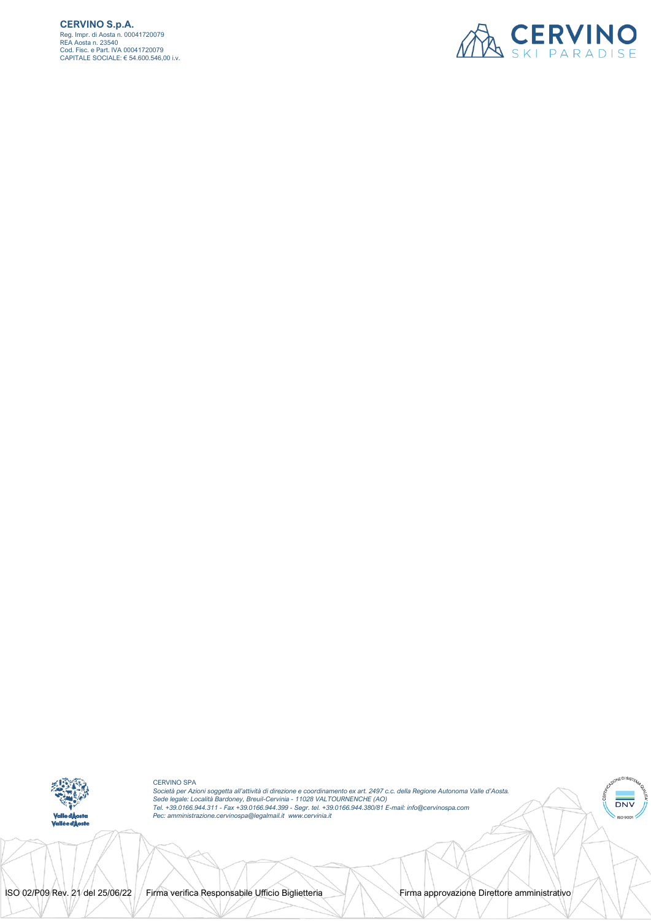**CERVINO S.p.A.**
Reg. Impr. di Aosta n. 00041720079
REA Aosta n. 23540
Cod. Fisc. e Part. IVA 00041720079
CAPITALE SOCIALE: € 54.600.546,00 i.v.

CERVINO SPA
*Società per Azioni soggetta all'attività di direzione e coordinamento ex art. 2497 c.c. della Regione Autonoma Valle d'Aosta.*
*Sede legale: Località Bardoney, Breuil-Cervinia - 11028 VALTOURNENCHE (AO)*
*Tel. +39.0166.944.311 - Fax +39.0166.944.399 - Segr. tel. +39.0166.944.380/81 E-mail: info@cervinospa.com*
*Pec: amministrazione.cervinospa@legalmail.it www.cervinia.it*

ISO 02/P09 Rev. 21 del 25/06/22 Firma verifica Responsabile Ufficio Biglietteria Firma approvazione Direttore amministrativo